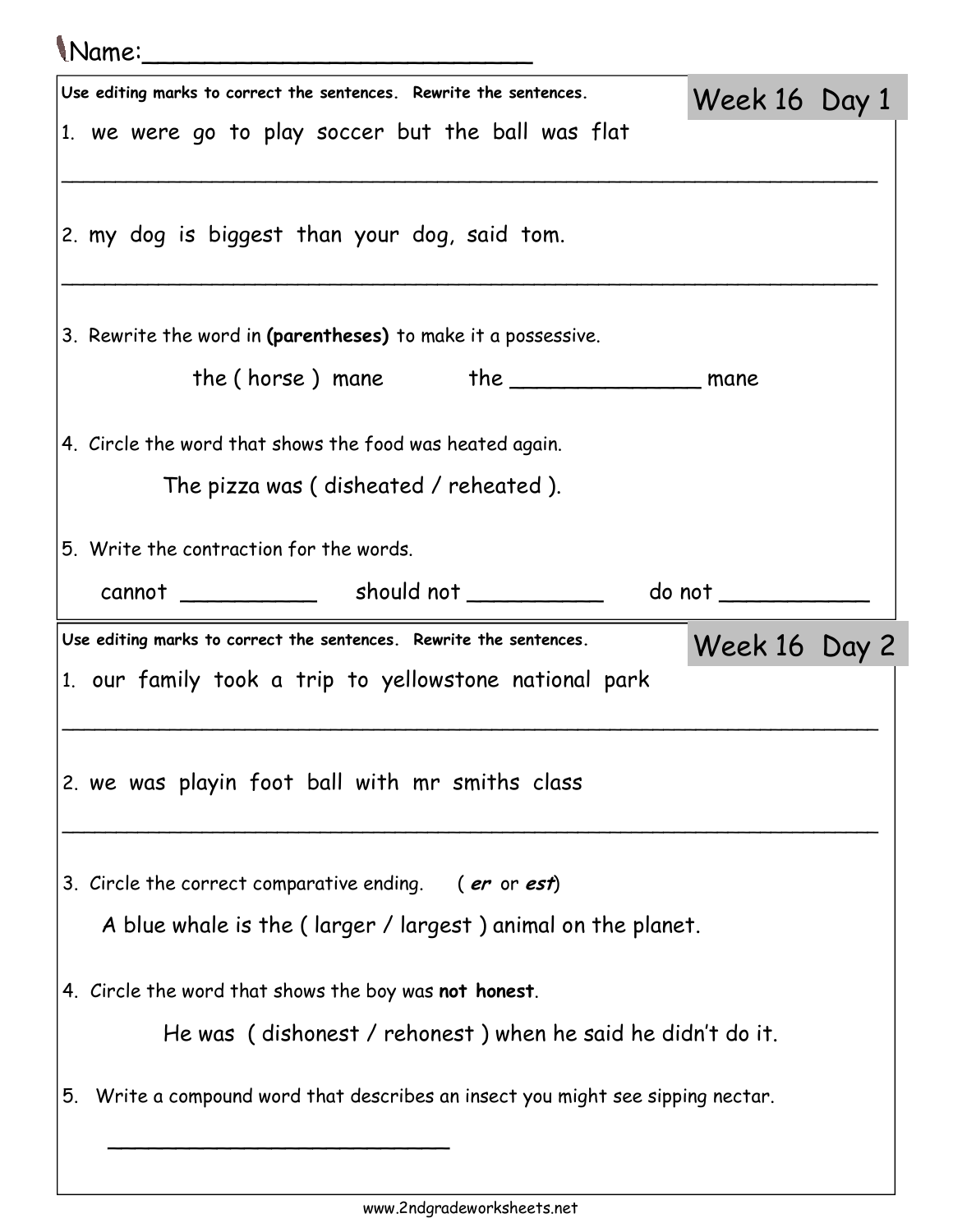Name:___________________________

Use editing marks to correct the sentences. Rewrite the sentences.

## Week 16 Day 1

1. we were go to play soccer but the ball was flat

_____________________________________________________________________

2. my dog is biggest than your dog, said tom.

_____________________________________________________________________

3. Rewrite the word in **(parentheses)** to make it a possessive.

   the ( horse ) mane        the _______________ mane

4. Circle the word that shows the food was heated again.

   The pizza was ( disheated / reheated ).

5. Write the contraction for the words.

   cannot ___________    should not ___________    do not ___________

Use editing marks to correct the sentences. Rewrite the sentences.

## Week 16 Day 2

1. our family took a trip to yellowstone national park

_____________________________________________________________________

2. we was playin foot ball with mr smiths class

_____________________________________________________________________

3. Circle the correct comparative ending.   ( ***er*** or ***est***)

   A blue whale is the ( larger / largest ) animal on the planet.

4. Circle the word that shows the boy was **not honest**.

   He was ( dishonest / rehonest ) when he said he didn't do it.

5. Write a compound word that describes an insect you might see sipping nectar.

   ____________________________

www.2ndgradeworksheets.net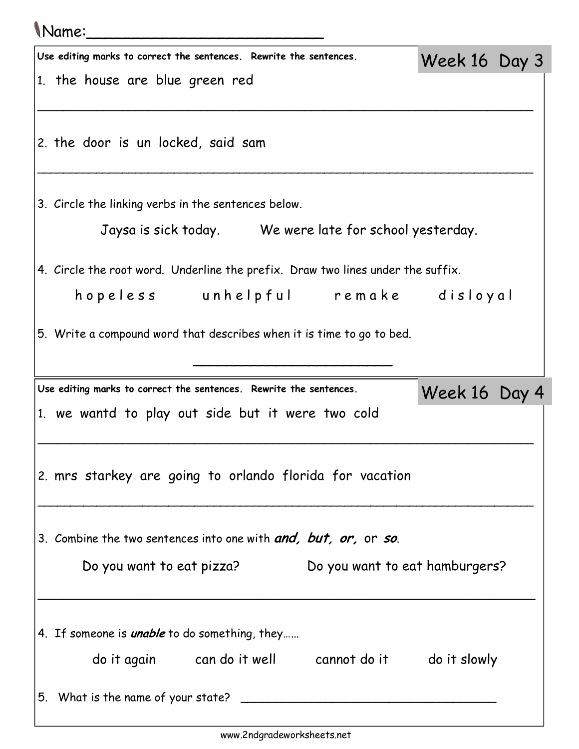Name:_________________________

## Week 16 Day 3

**Use editing marks to correct the sentences. Rewrite the sentences.**

1. the house are blue green red

_______________________________________________________________

2. the door is un locked, said sam

_______________________________________________________________

3. Circle the linking verbs in the sentences below.

   Jaysa is sick today. We were late for school yesterday.

4. Circle the root word. Underline the prefix. Draw two lines under the suffix.

   h o p e l e s s u n h e l p f u l r e m a k e d i s l o y a l

5. Write a compound word that describes when it is time to go to bed.

   _________________________

## Week 16 Day 4

**Use editing marks to correct the sentences. Rewrite the sentences.**

1. we wantd to play out side but it were two cold

_______________________________________________________________

2. mrs starkey are going to orlando florida for vacation

_______________________________________________________________

3. Combine the two sentences into one with ***and, but, or,*** or ***so***.

   Do you want to eat pizza? Do you want to eat hamburgers?

_______________________________________________________________

4. If someone is ***unable*** to do something, they……

   do it again can do it well cannot do it do it slowly

5. What is the name of your state? ______________________________

www.2ndgradeworksheets.net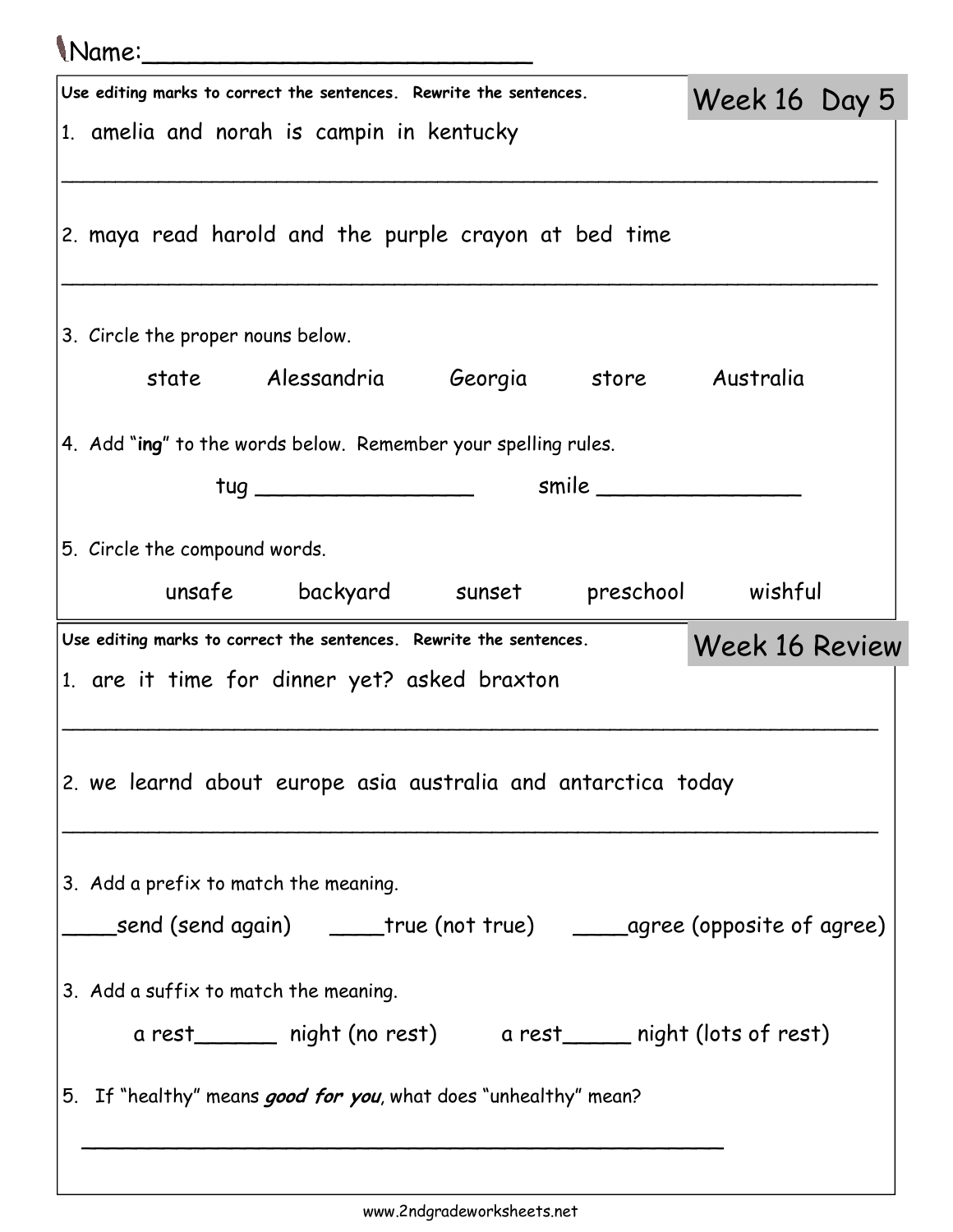Name:__________________________

Use editing marks to correct the sentences. Rewrite the sentences.

## Week 16 Day 5

1. amelia and norah is campin in kentucky

_______________________________________________________________

2. maya read harold and the purple crayon at bed time

_______________________________________________________________

3. Circle the proper nouns below.

state Alessandria Georgia store Australia

4. Add "**ing**" to the words below. Remember your spelling rules.

tug ________________ smile _______________

5. Circle the compound words.

unsafe backyard sunset preschool wishful

Use editing marks to correct the sentences. Rewrite the sentences.

## Week 16 Review

1. are it time for dinner yet? asked braxton

_______________________________________________________________

2. we learnd about europe asia australia and antarctica today

_______________________________________________________________

3. Add a prefix to match the meaning.

____send (send again) ____true (not true) ____agree (opposite of agree)

3. Add a suffix to match the meaning.

a rest______ night (no rest) a rest_____ night (lots of rest)

5. If "healthy" means ***good for you***, what does "unhealthy" mean?

_______________________________________________________________

www.2ndgradeworksheets.net